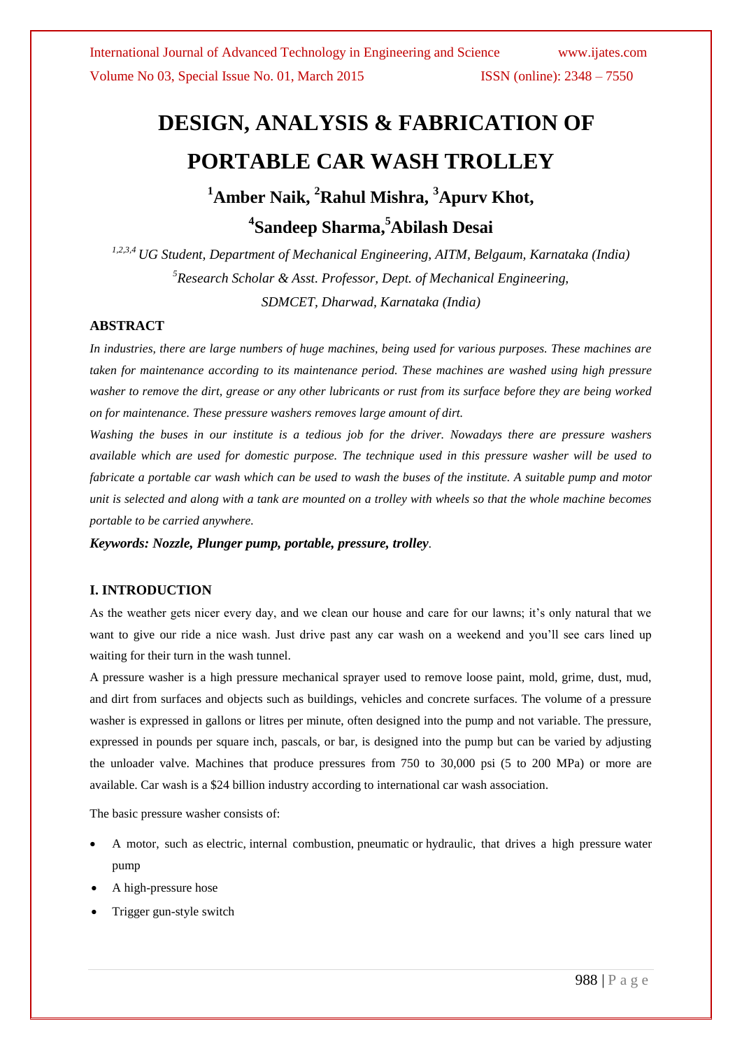# DESIGN, ANALYSIS & FABRICATION OF PORTABLE CAR WASH TROLLEY

**[1]Amber Naik, [2]Rahul Mishra, [3]Apurv Khot, [4]Sandeep Sharma,[5]Abilash Desai**

*[1,2,3,4] UG Student, Department of Mechanical Engineering, AITM, Belgaum, Karnataka (India)*
*[5]Research Scholar & Asst. Professor, Dept. of Mechanical Engineering, SDMCET, Dharwad, Karnataka (India)*

## ABSTRACT

*In industries, there are large numbers of huge machines, being used for various purposes. These machines are taken for maintenance according to its maintenance period. These machines are washed using high pressure washer to remove the dirt, grease or any other lubricants or rust from its surface before they are being worked on for maintenance. These pressure washers removes large amount of dirt.*

*Washing the buses in our institute is a tedious job for the driver. Nowadays there are pressure washers available which are used for domestic purpose. The technique used in this pressure washer will be used to fabricate a portable car wash which can be used to wash the buses of the institute. A suitable pump and motor unit is selected and along with a tank are mounted on a trolley with wheels so that the whole machine becomes portable to be carried anywhere.*

***Keywords: Nozzle, Plunger pump, portable, pressure, trolley***.

## I. INTRODUCTION

As the weather gets nicer every day, and we clean our house and care for our lawns; it's only natural that we want to give our ride a nice wash. Just drive past any car wash on a weekend and you'll see cars lined up waiting for their turn in the wash tunnel.

A pressure washer is a high pressure mechanical sprayer used to remove loose paint, mold, grime, dust, mud, and dirt from surfaces and objects such as buildings, vehicles and concrete surfaces. The volume of a pressure washer is expressed in gallons or litres per minute, often designed into the pump and not variable. The pressure, expressed in pounds per square inch, pascals, or bar, is designed into the pump but can be varied by adjusting the unloader valve. Machines that produce pressures from 750 to 30,000 psi (5 to 200 MPa) or more are available. Car wash is a $24 billion industry according to international car wash association.

The basic pressure washer consists of:

- A motor, such as electric, internal combustion, pneumatic or hydraulic, that drives a high pressure water pump
- A high-pressure hose
- Trigger gun-style switch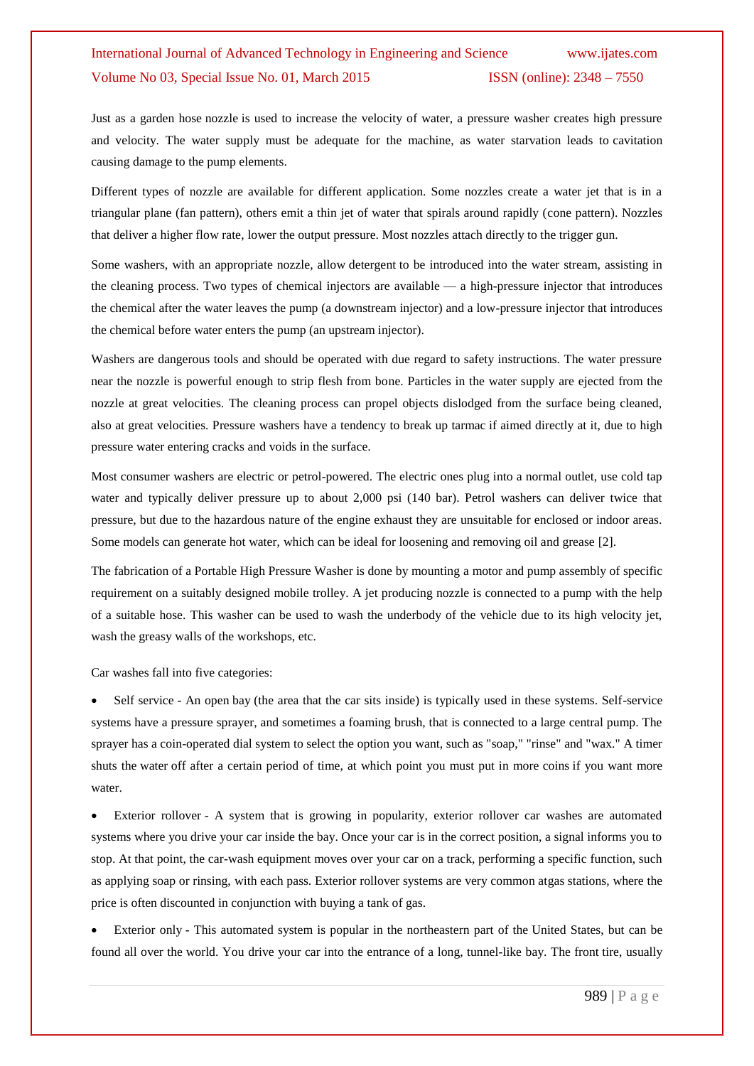Just as a garden hose nozzle is used to increase the velocity of water, a pressure washer creates high pressure and velocity. The water supply must be adequate for the machine, as water starvation leads to cavitation causing damage to the pump elements.

Different types of nozzle are available for different application. Some nozzles create a water jet that is in a triangular plane (fan pattern), others emit a thin jet of water that spirals around rapidly (cone pattern). Nozzles that deliver a higher flow rate, lower the output pressure. Most nozzles attach directly to the trigger gun.

Some washers, with an appropriate nozzle, allow detergent to be introduced into the water stream, assisting in the cleaning process. Two types of chemical injectors are available — a high-pressure injector that introduces the chemical after the water leaves the pump (a downstream injector) and a low-pressure injector that introduces the chemical before water enters the pump (an upstream injector).

Washers are dangerous tools and should be operated with due regard to safety instructions. The water pressure near the nozzle is powerful enough to strip flesh from bone. Particles in the water supply are ejected from the nozzle at great velocities. The cleaning process can propel objects dislodged from the surface being cleaned, also at great velocities. Pressure washers have a tendency to break up tarmac if aimed directly at it, due to high pressure water entering cracks and voids in the surface.

Most consumer washers are electric or petrol-powered. The electric ones plug into a normal outlet, use cold tap water and typically deliver pressure up to about 2,000 psi (140 bar). Petrol washers can deliver twice that pressure, but due to the hazardous nature of the engine exhaust they are unsuitable for enclosed or indoor areas. Some models can generate hot water, which can be ideal for loosening and removing oil and grease [2].

The fabrication of a Portable High Pressure Washer is done by mounting a motor and pump assembly of specific requirement on a suitably designed mobile trolley. A jet producing nozzle is connected to a pump with the help of a suitable hose. This washer can be used to wash the underbody of the vehicle due to its high velocity jet, wash the greasy walls of the workshops, etc.

Car washes fall into five categories:

- Self service - An open bay (the area that the car sits inside) is typically used in these systems. Self-service systems have a pressure sprayer, and sometimes a foaming brush, that is connected to a large central pump. The sprayer has a coin-operated dial system to select the option you want, such as "soap," "rinse" and "wax." A timer shuts the water off after a certain period of time, at which point you must put in more coins if you want more water.
- Exterior rollover - A system that is growing in popularity, exterior rollover car washes are automated systems where you drive your car inside the bay. Once your car is in the correct position, a signal informs you to stop. At that point, the car-wash equipment moves over your car on a track, performing a specific function, such as applying soap or rinsing, with each pass. Exterior rollover systems are very common atgas stations, where the price is often discounted in conjunction with buying a tank of gas.
- Exterior only - This automated system is popular in the northeastern part of the United States, but can be found all over the world. You drive your car into the entrance of a long, tunnel-like bay. The front tire, usually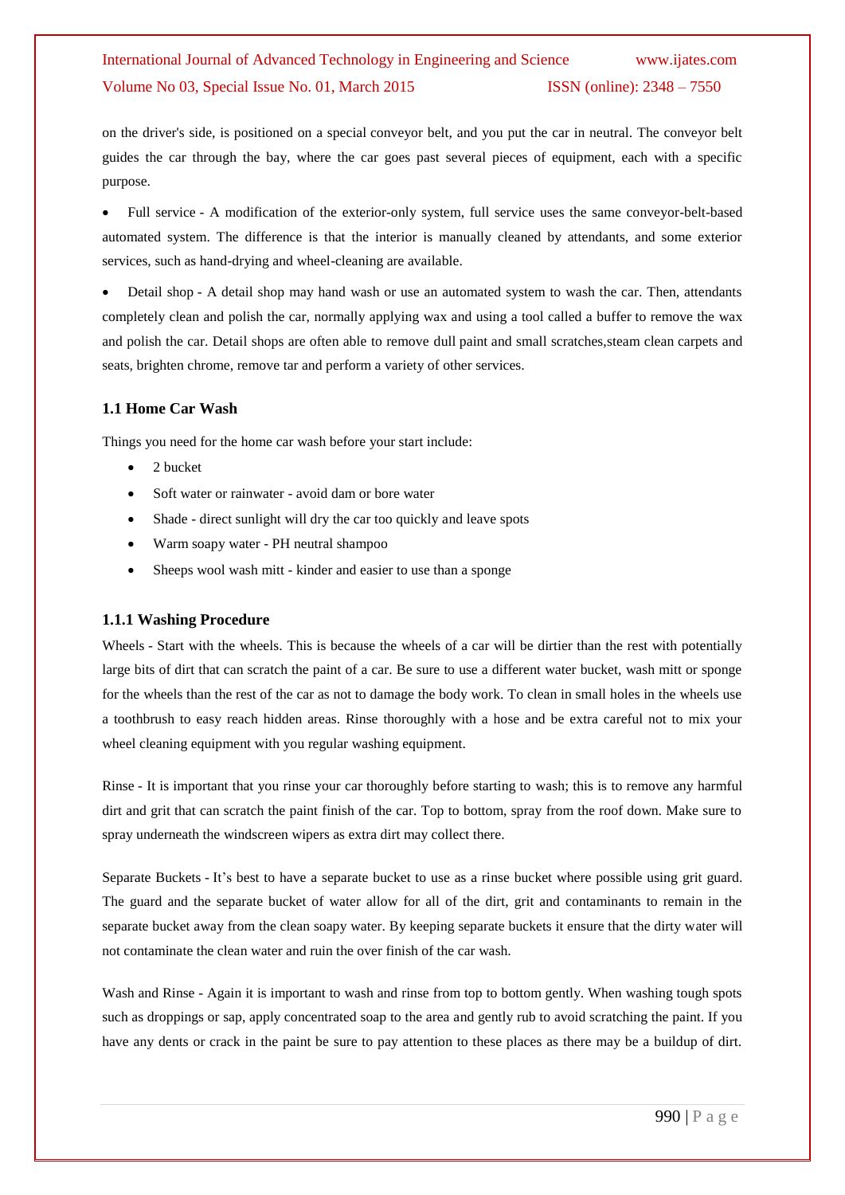on the driver's side, is positioned on a special conveyor belt, and you put the car in neutral. The conveyor belt guides the car through the bay, where the car goes past several pieces of equipment, each with a specific purpose.

- Full service - A modification of the exterior-only system, full service uses the same conveyor-belt-based automated system. The difference is that the interior is manually cleaned by attendants, and some exterior services, such as hand-drying and wheel-cleaning are available.

- Detail shop - A detail shop may hand wash or use an automated system to wash the car. Then, attendants completely clean and polish the car, normally applying wax and using a tool called a buffer to remove the wax and polish the car. Detail shops are often able to remove dull paint and small scratches,steam clean carpets and seats, brighten chrome, remove tar and perform a variety of other services.

### 1.1 Home Car Wash

Things you need for the home car wash before your start include:

- 2 bucket
- Soft water or rainwater - avoid dam or bore water
- Shade - direct sunlight will dry the car too quickly and leave spots
- Warm soapy water - PH neutral shampoo
- Sheeps wool wash mitt - kinder and easier to use than a sponge

#### 1.1.1 Washing Procedure

Wheels - Start with the wheels. This is because the wheels of a car will be dirtier than the rest with potentially large bits of dirt that can scratch the paint of a car. Be sure to use a different water bucket, wash mitt or sponge for the wheels than the rest of the car as not to damage the body work. To clean in small holes in the wheels use a toothbrush to easy reach hidden areas. Rinse thoroughly with a hose and be extra careful not to mix your wheel cleaning equipment with you regular washing equipment.

Rinse - It is important that you rinse your car thoroughly before starting to wash; this is to remove any harmful dirt and grit that can scratch the paint finish of the car. Top to bottom, spray from the roof down. Make sure to spray underneath the windscreen wipers as extra dirt may collect there.

Separate Buckets - It's best to have a separate bucket to use as a rinse bucket where possible using grit guard. The guard and the separate bucket of water allow for all of the dirt, grit and contaminants to remain in the separate bucket away from the clean soapy water. By keeping separate buckets it ensure that the dirty water will not contaminate the clean water and ruin the over finish of the car wash.

Wash and Rinse - Again it is important to wash and rinse from top to bottom gently. When washing tough spots such as droppings or sap, apply concentrated soap to the area and gently rub to avoid scratching the paint. If you have any dents or crack in the paint be sure to pay attention to these places as there may be a buildup of dirt.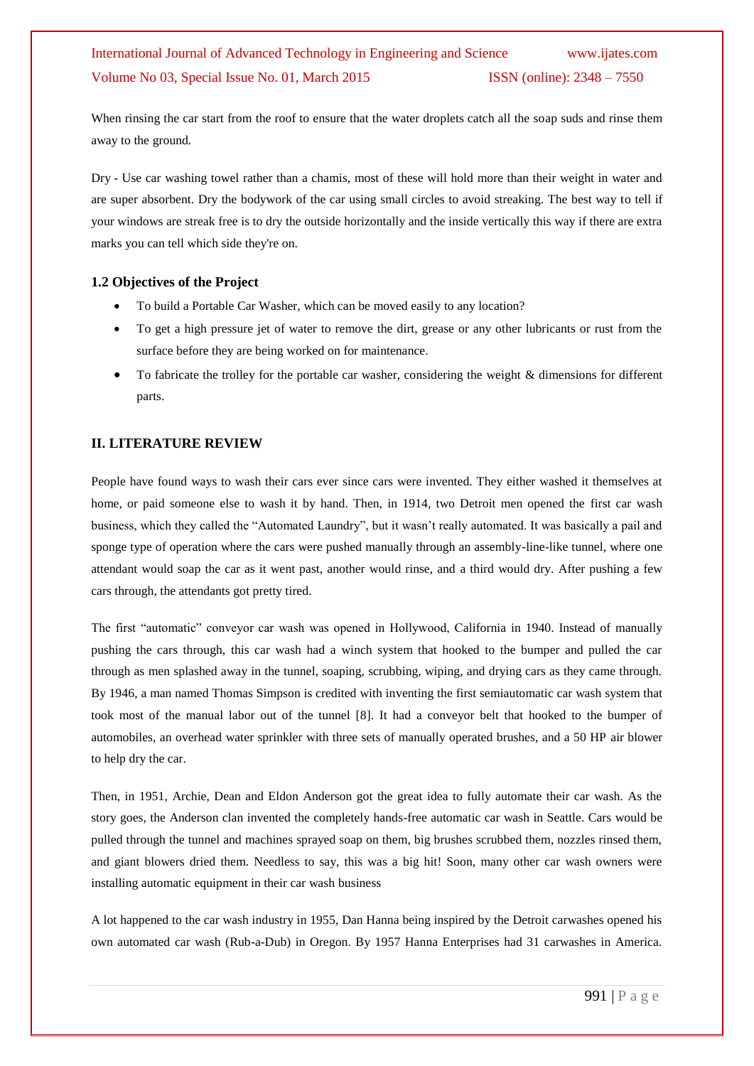When rinsing the car start from the roof to ensure that the water droplets catch all the soap suds and rinse them away to the ground.

Dry - Use car washing towel rather than a chamis, most of these will hold more than their weight in water and are super absorbent. Dry the bodywork of the car using small circles to avoid streaking. The best way to tell if your windows are streak free is to dry the outside horizontally and the inside vertically this way if there are extra marks you can tell which side they're on.

### 1.2 Objectives of the Project

- To build a Portable Car Washer, which can be moved easily to any location?
- To get a high pressure jet of water to remove the dirt, grease or any other lubricants or rust from the surface before they are being worked on for maintenance.
- To fabricate the trolley for the portable car washer, considering the weight & dimensions for different parts.

## II. LITERATURE REVIEW

People have found ways to wash their cars ever since cars were invented. They either washed it themselves at home, or paid someone else to wash it by hand. Then, in 1914, two Detroit men opened the first car wash business, which they called the "Automated Laundry", but it wasn't really automated. It was basically a pail and sponge type of operation where the cars were pushed manually through an assembly-line-like tunnel, where one attendant would soap the car as it went past, another would rinse, and a third would dry. After pushing a few cars through, the attendants got pretty tired.

The first "automatic" conveyor car wash was opened in Hollywood, California in 1940. Instead of manually pushing the cars through, this car wash had a winch system that hooked to the bumper and pulled the car through as men splashed away in the tunnel, soaping, scrubbing, wiping, and drying cars as they came through. By 1946, a man named Thomas Simpson is credited with inventing the first semiautomatic car wash system that took most of the manual labor out of the tunnel [8]. It had a conveyor belt that hooked to the bumper of automobiles, an overhead water sprinkler with three sets of manually operated brushes, and a 50 HP air blower to help dry the car.

Then, in 1951, Archie, Dean and Eldon Anderson got the great idea to fully automate their car wash. As the story goes, the Anderson clan invented the completely hands-free automatic car wash in Seattle. Cars would be pulled through the tunnel and machines sprayed soap on them, big brushes scrubbed them, nozzles rinsed them, and giant blowers dried them. Needless to say, this was a big hit! Soon, many other car wash owners were installing automatic equipment in their car wash business

A lot happened to the car wash industry in 1955, Dan Hanna being inspired by the Detroit carwashes opened his own automated car wash (Rub-a-Dub) in Oregon. By 1957 Hanna Enterprises had 31 carwashes in America.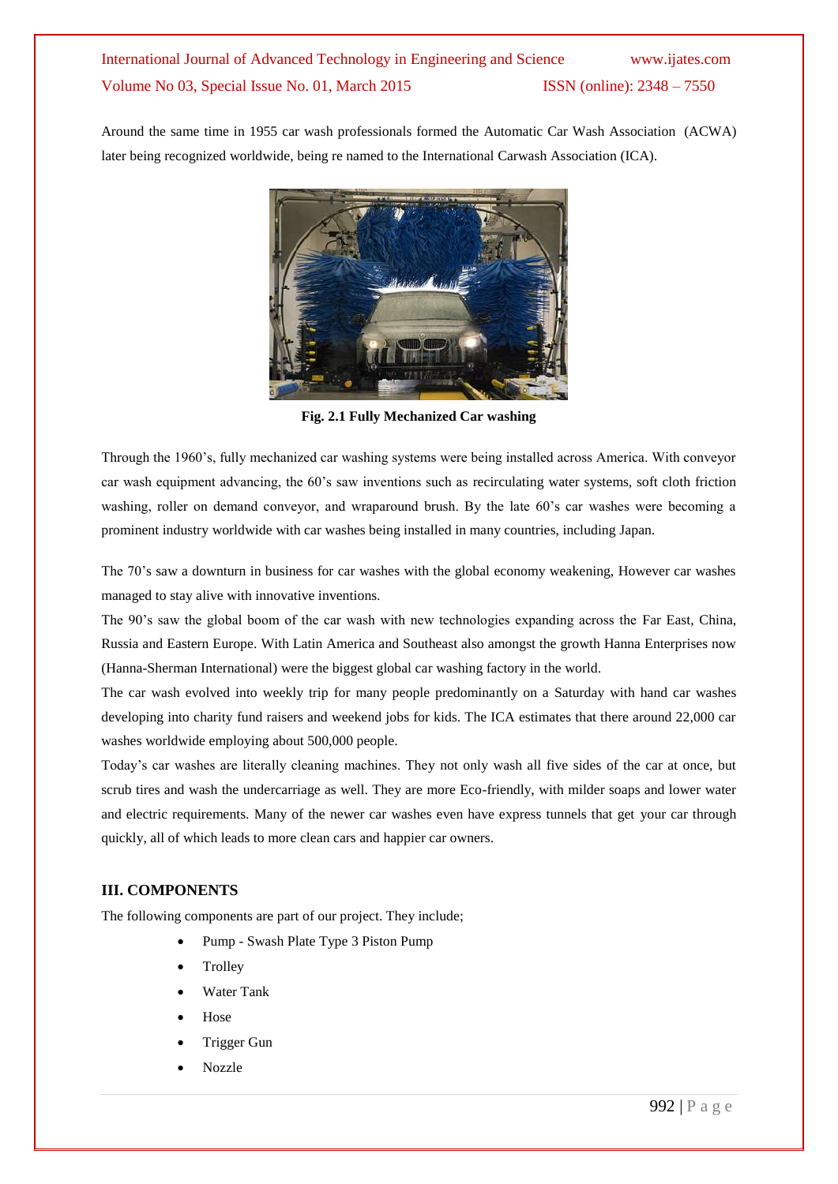Around the same time in 1955 car wash professionals formed the Automatic Car Wash Association (ACWA) later being recognized worldwide, being re named to the International Carwash Association (ICA).

**Fig. 2.1 Fully Mechanized Car washing**

Through the 1960's, fully mechanized car washing systems were being installed across America. With conveyor car wash equipment advancing, the 60's saw inventions such as recirculating water systems, soft cloth friction washing, roller on demand conveyor, and wraparound brush. By the late 60's car washes were becoming a prominent industry worldwide with car washes being installed in many countries, including Japan.

The 70's saw a downturn in business for car washes with the global economy weakening, However car washes managed to stay alive with innovative inventions.

The 90's saw the global boom of the car wash with new technologies expanding across the Far East, China, Russia and Eastern Europe. With Latin America and Southeast also amongst the growth Hanna Enterprises now (Hanna-Sherman International) were the biggest global car washing factory in the world.

The car wash evolved into weekly trip for many people predominantly on a Saturday with hand car washes developing into charity fund raisers and weekend jobs for kids. The ICA estimates that there around 22,000 car washes worldwide employing about 500,000 people.

Today's car washes are literally cleaning machines. They not only wash all five sides of the car at once, but scrub tires and wash the undercarriage as well. They are more Eco-friendly, with milder soaps and lower water and electric requirements. Many of the newer car washes even have express tunnels that get your car through quickly, all of which leads to more clean cars and happier car owners.

## III. COMPONENTS

The following components are part of our project. They include;

- Pump - Swash Plate Type 3 Piston Pump
- Trolley
- Water Tank
- Hose
- Trigger Gun
- Nozzle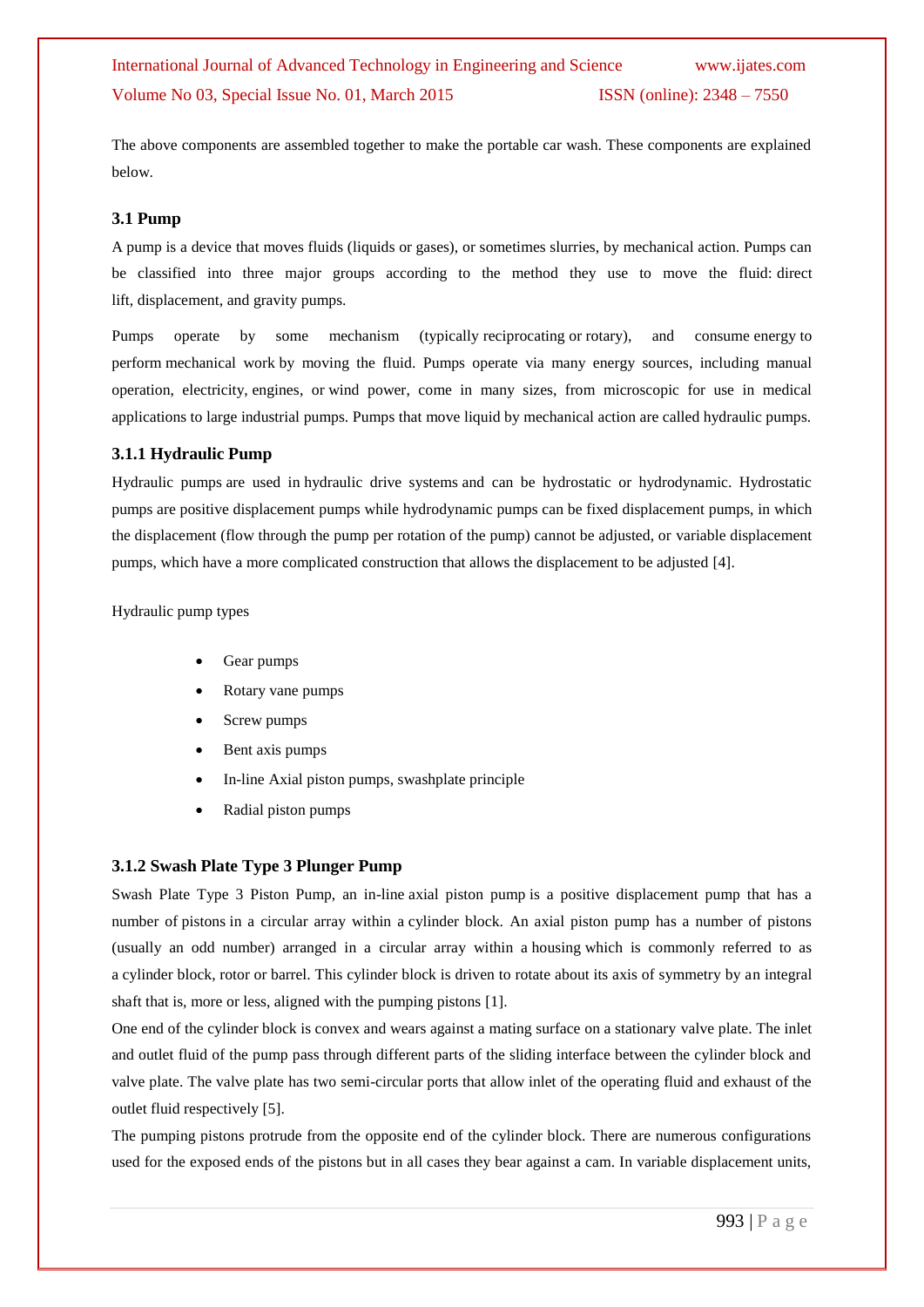The above components are assembled together to make the portable car wash. These components are explained below.

### 3.1 Pump

A pump is a device that moves fluids (liquids or gases), or sometimes slurries, by mechanical action. Pumps can be classified into three major groups according to the method they use to move the fluid: direct lift, displacement, and gravity pumps.

Pumps operate by some mechanism (typically reciprocating or rotary), and consume energy to perform mechanical work by moving the fluid. Pumps operate via many energy sources, including manual operation, electricity, engines, or wind power, come in many sizes, from microscopic for use in medical applications to large industrial pumps. Pumps that move liquid by mechanical action are called hydraulic pumps.

#### 3.1.1 Hydraulic Pump

Hydraulic pumps are used in hydraulic drive systems and can be hydrostatic or hydrodynamic. Hydrostatic pumps are positive displacement pumps while hydrodynamic pumps can be fixed displacement pumps, in which the displacement (flow through the pump per rotation of the pump) cannot be adjusted, or variable displacement pumps, which have a more complicated construction that allows the displacement to be adjusted [4].

Hydraulic pump types

- Gear pumps
- Rotary vane pumps
- Screw pumps
- Bent axis pumps
- In-line Axial piston pumps, swashplate principle
- Radial piston pumps

#### 3.1.2 Swash Plate Type 3 Plunger Pump

Swash Plate Type 3 Piston Pump, an in-line axial piston pump is a positive displacement pump that has a number of pistons in a circular array within a cylinder block. An axial piston pump has a number of pistons (usually an odd number) arranged in a circular array within a housing which is commonly referred to as a cylinder block, rotor or barrel. This cylinder block is driven to rotate about its axis of symmetry by an integral shaft that is, more or less, aligned with the pumping pistons [1].

One end of the cylinder block is convex and wears against a mating surface on a stationary valve plate. The inlet and outlet fluid of the pump pass through different parts of the sliding interface between the cylinder block and valve plate. The valve plate has two semi-circular ports that allow inlet of the operating fluid and exhaust of the outlet fluid respectively [5].

The pumping pistons protrude from the opposite end of the cylinder block. There are numerous configurations used for the exposed ends of the pistons but in all cases they bear against a cam. In variable displacement units,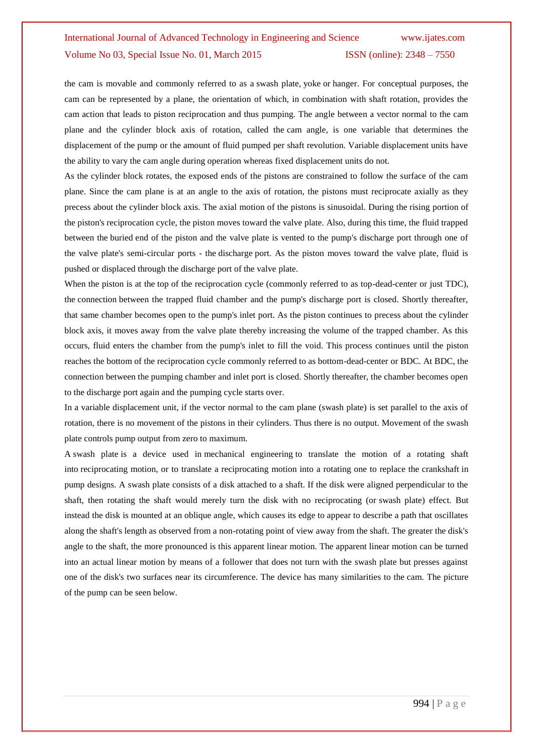the cam is movable and commonly referred to as a swash plate, yoke or hanger. For conceptual purposes, the cam can be represented by a plane, the orientation of which, in combination with shaft rotation, provides the cam action that leads to piston reciprocation and thus pumping. The angle between a vector normal to the cam plane and the cylinder block axis of rotation, called the cam angle, is one variable that determines the displacement of the pump or the amount of fluid pumped per shaft revolution. Variable displacement units have the ability to vary the cam angle during operation whereas fixed displacement units do not.

As the cylinder block rotates, the exposed ends of the pistons are constrained to follow the surface of the cam plane. Since the cam plane is at an angle to the axis of rotation, the pistons must reciprocate axially as they precess about the cylinder block axis. The axial motion of the pistons is sinusoidal. During the rising portion of the piston's reciprocation cycle, the piston moves toward the valve plate. Also, during this time, the fluid trapped between the buried end of the piston and the valve plate is vented to the pump's discharge port through one of the valve plate's semi-circular ports - the discharge port. As the piston moves toward the valve plate, fluid is pushed or displaced through the discharge port of the valve plate.

When the piston is at the top of the reciprocation cycle (commonly referred to as top-dead-center or just TDC), the connection between the trapped fluid chamber and the pump's discharge port is closed. Shortly thereafter, that same chamber becomes open to the pump's inlet port. As the piston continues to precess about the cylinder block axis, it moves away from the valve plate thereby increasing the volume of the trapped chamber. As this occurs, fluid enters the chamber from the pump's inlet to fill the void. This process continues until the piston reaches the bottom of the reciprocation cycle commonly referred to as bottom-dead-center or BDC. At BDC, the connection between the pumping chamber and inlet port is closed. Shortly thereafter, the chamber becomes open to the discharge port again and the pumping cycle starts over.

In a variable displacement unit, if the vector normal to the cam plane (swash plate) is set parallel to the axis of rotation, there is no movement of the pistons in their cylinders. Thus there is no output. Movement of the swash plate controls pump output from zero to maximum.

A swash plate is a device used in mechanical engineering to translate the motion of a rotating shaft into reciprocating motion, or to translate a reciprocating motion into a rotating one to replace the crankshaft in pump designs. A swash plate consists of a disk attached to a shaft. If the disk were aligned perpendicular to the shaft, then rotating the shaft would merely turn the disk with no reciprocating (or swash plate) effect. But instead the disk is mounted at an oblique angle, which causes its edge to appear to describe a path that oscillates along the shaft's length as observed from a non-rotating point of view away from the shaft. The greater the disk's angle to the shaft, the more pronounced is this apparent linear motion. The apparent linear motion can be turned into an actual linear motion by means of a follower that does not turn with the swash plate but presses against one of the disk's two surfaces near its circumference. The device has many similarities to the cam. The picture of the pump can be seen below.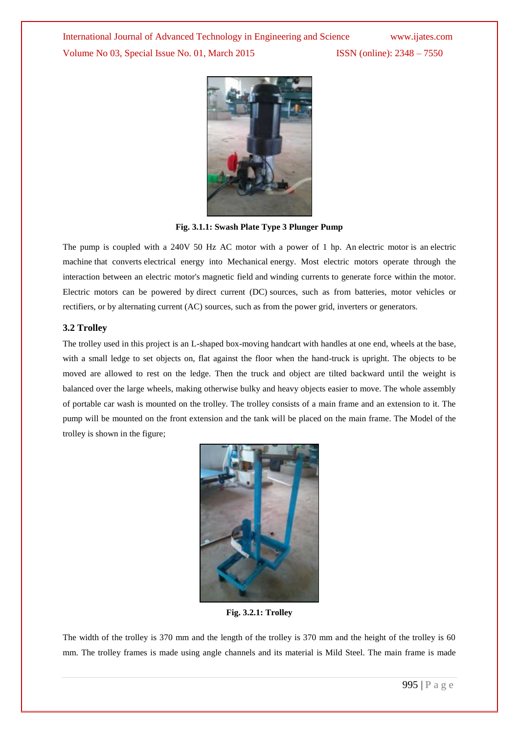Fig. 3.1.1: Swash Plate Type 3 Plunger Pump

The pump is coupled with a 240V 50 Hz AC motor with a power of 1 hp. An electric motor is an electric machine that converts electrical energy into Mechanical energy. Most electric motors operate through the interaction between an electric motor's magnetic field and winding currents to generate force within the motor. Electric motors can be powered by direct current (DC) sources, such as from batteries, motor vehicles or rectifiers, or by alternating current (AC) sources, such as from the power grid, inverters or generators.

### 3.2 Trolley

The trolley used in this project is an L-shaped box-moving handcart with handles at one end, wheels at the base, with a small ledge to set objects on, flat against the floor when the hand-truck is upright. The objects to be moved are allowed to rest on the ledge. Then the truck and object are tilted backward until the weight is balanced over the large wheels, making otherwise bulky and heavy objects easier to move. The whole assembly of portable car wash is mounted on the trolley. The trolley consists of a main frame and an extension to it. The pump will be mounted on the front extension and the tank will be placed on the main frame. The Model of the trolley is shown in the figure;

Fig. 3.2.1: Trolley

The width of the trolley is 370 mm and the length of the trolley is 370 mm and the height of the trolley is 60 mm. The trolley frames is made using angle channels and its material is Mild Steel. The main frame is made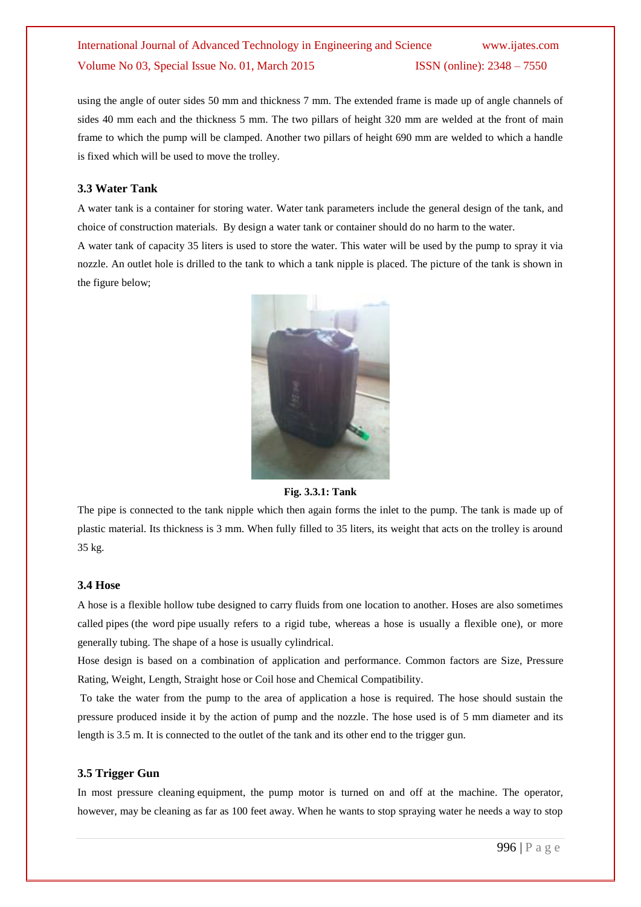using the angle of outer sides 50 mm and thickness 7 mm. The extended frame is made up of angle channels of sides 40 mm each and the thickness 5 mm. The two pillars of height 320 mm are welded at the front of main frame to which the pump will be clamped. Another two pillars of height 690 mm are welded to which a handle is fixed which will be used to move the trolley.

### 3.3 Water Tank

A water tank is a container for storing water. Water tank parameters include the general design of the tank, and choice of construction materials. By design a water tank or container should do no harm to the water.

A water tank of capacity 35 liters is used to store the water. This water will be used by the pump to spray it via nozzle. An outlet hole is drilled to the tank to which a tank nipple is placed. The picture of the tank is shown in the figure below;

**Fig. 3.3.1: Tank**

The pipe is connected to the tank nipple which then again forms the inlet to the pump. The tank is made up of plastic material. Its thickness is 3 mm. When fully filled to 35 liters, its weight that acts on the trolley is around 35 kg.

### 3.4 Hose

A hose is a flexible hollow tube designed to carry fluids from one location to another. Hoses are also sometimes called pipes (the word pipe usually refers to a rigid tube, whereas a hose is usually a flexible one), or more generally tubing. The shape of a hose is usually cylindrical.

Hose design is based on a combination of application and performance. Common factors are Size, Pressure Rating, Weight, Length, Straight hose or Coil hose and Chemical Compatibility.

To take the water from the pump to the area of application a hose is required. The hose should sustain the pressure produced inside it by the action of pump and the nozzle. The hose used is of 5 mm diameter and its length is 3.5 m. It is connected to the outlet of the tank and its other end to the trigger gun.

### 3.5 Trigger Gun

In most pressure cleaning equipment, the pump motor is turned on and off at the machine. The operator, however, may be cleaning as far as 100 feet away. When he wants to stop spraying water he needs a way to stop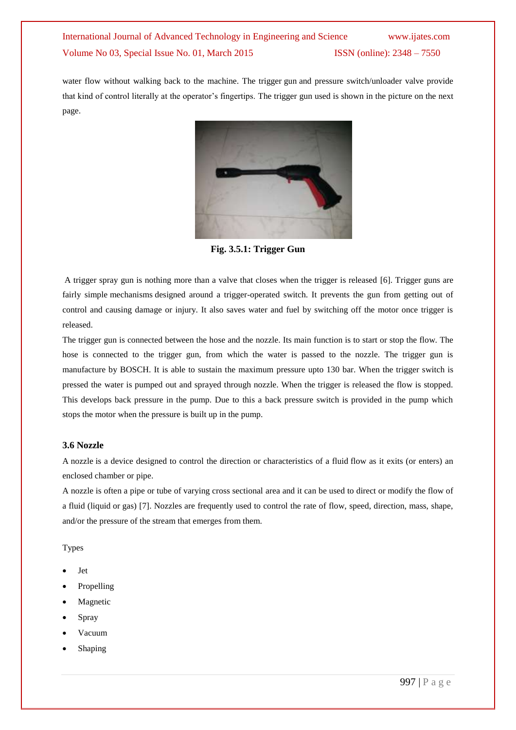water flow without walking back to the machine. The trigger gun and pressure switch/unloader valve provide that kind of control literally at the operator's fingertips. The trigger gun used is shown in the picture on the next page.

**Fig. 3.5.1: Trigger Gun**

A trigger spray gun is nothing more than a valve that closes when the trigger is released [6]. Trigger guns are fairly simple mechanisms designed around a trigger-operated switch. It prevents the gun from getting out of control and causing damage or injury. It also saves water and fuel by switching off the motor once trigger is released.

The trigger gun is connected between the hose and the nozzle. Its main function is to start or stop the flow. The hose is connected to the trigger gun, from which the water is passed to the nozzle. The trigger gun is manufacture by BOSCH. It is able to sustain the maximum pressure upto 130 bar. When the trigger switch is pressed the water is pumped out and sprayed through nozzle. When the trigger is released the flow is stopped. This develops back pressure in the pump. Due to this a back pressure switch is provided in the pump which stops the motor when the pressure is built up in the pump.

### 3.6 Nozzle

A nozzle is a device designed to control the direction or characteristics of a fluid flow as it exits (or enters) an enclosed chamber or pipe.

A nozzle is often a pipe or tube of varying cross sectional area and it can be used to direct or modify the flow of a fluid (liquid or gas) [7]. Nozzles are frequently used to control the rate of flow, speed, direction, mass, shape, and/or the pressure of the stream that emerges from them.

Types

- Jet
- Propelling
- Magnetic
- Spray
- Vacuum
- Shaping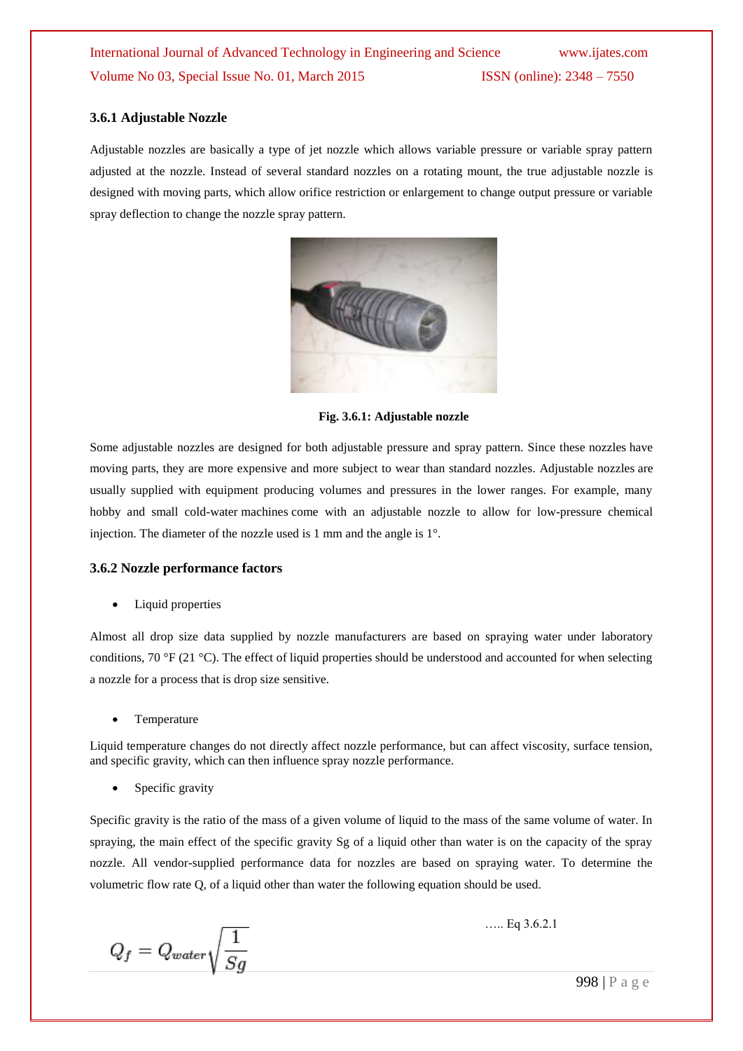### 3.6.1 Adjustable Nozzle

Adjustable nozzles are basically a type of jet nozzle which allows variable pressure or variable spray pattern adjusted at the nozzle. Instead of several standard nozzles on a rotating mount, the true adjustable nozzle is designed with moving parts, which allow orifice restriction or enlargement to change output pressure or variable spray deflection to change the nozzle spray pattern.

**Fig. 3.6.1: Adjustable nozzle**

Some adjustable nozzles are designed for both adjustable pressure and spray pattern. Since these nozzles have moving parts, they are more expensive and more subject to wear than standard nozzles. Adjustable nozzles are usually supplied with equipment producing volumes and pressures in the lower ranges. For example, many hobby and small cold-water machines come with an adjustable nozzle to allow for low-pressure chemical injection. The diameter of the nozzle used is 1 mm and the angle is 1°.

### 3.6.2 Nozzle performance factors

- Liquid properties

Almost all drop size data supplied by nozzle manufacturers are based on spraying water under laboratory conditions, 70 °F (21 °C). The effect of liquid properties should be understood and accounted for when selecting a nozzle for a process that is drop size sensitive.

- Temperature

Liquid temperature changes do not directly affect nozzle performance, but can affect viscosity, surface tension, and specific gravity, which can then influence spray nozzle performance.

- Specific gravity

Specific gravity is the ratio of the mass of a given volume of liquid to the mass of the same volume of water. In spraying, the main effect of the specific gravity Sg of a liquid other than water is on the capacity of the spray nozzle. All vendor-supplied performance data for nozzles are based on spraying water. To determine the volumetric flow rate Q, of a liquid other than water the following equation should be used.

$$Q_f = Q_{water}\sqrt{\frac{1}{Sg}}$$ ….. Eq 3.6.2.1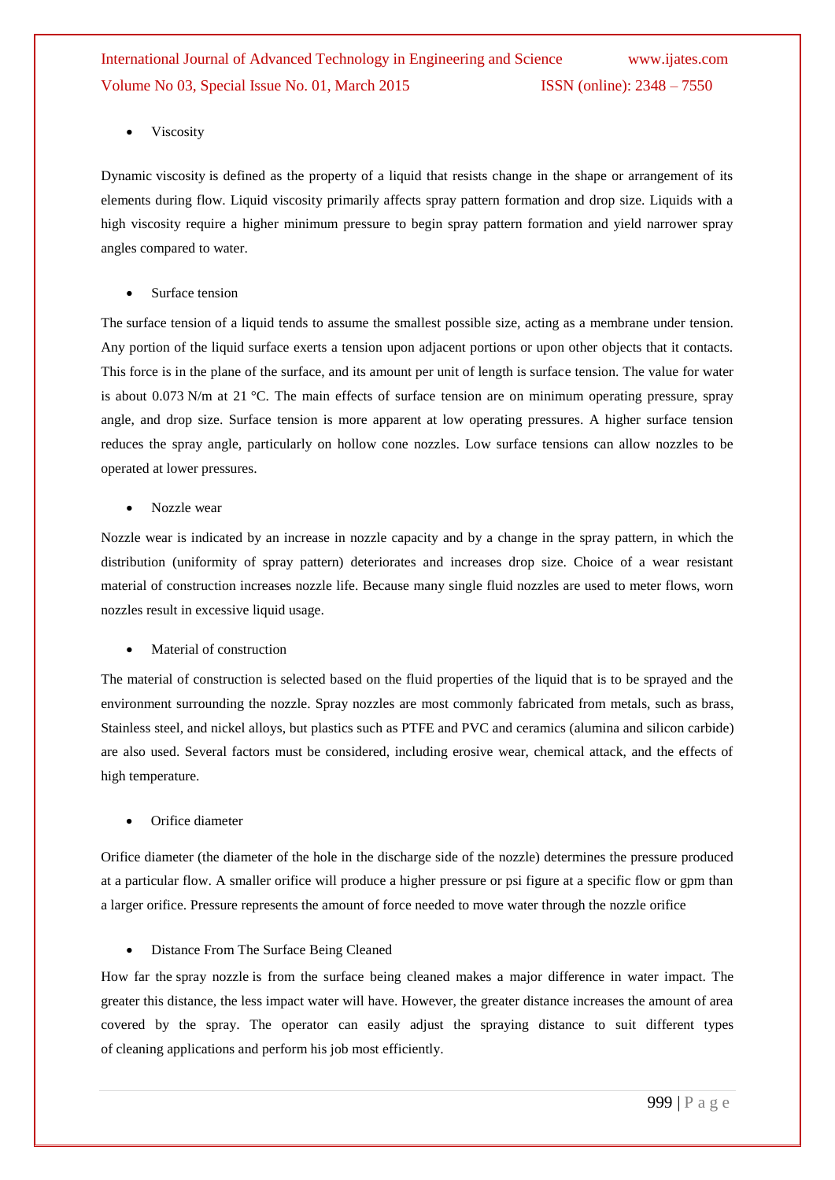- Viscosity

Dynamic viscosity is defined as the property of a liquid that resists change in the shape or arrangement of its elements during flow. Liquid viscosity primarily affects spray pattern formation and drop size. Liquids with a high viscosity require a higher minimum pressure to begin spray pattern formation and yield narrower spray angles compared to water.

- Surface tension

The surface tension of a liquid tends to assume the smallest possible size, acting as a membrane under tension. Any portion of the liquid surface exerts a tension upon adjacent portions or upon other objects that it contacts. This force is in the plane of the surface, and its amount per unit of length is surface tension. The value for water is about 0.073 N/m at 21 °C. The main effects of surface tension are on minimum operating pressure, spray angle, and drop size. Surface tension is more apparent at low operating pressures. A higher surface tension reduces the spray angle, particularly on hollow cone nozzles. Low surface tensions can allow nozzles to be operated at lower pressures.

- Nozzle wear

Nozzle wear is indicated by an increase in nozzle capacity and by a change in the spray pattern, in which the distribution (uniformity of spray pattern) deteriorates and increases drop size. Choice of a wear resistant material of construction increases nozzle life. Because many single fluid nozzles are used to meter flows, worn nozzles result in excessive liquid usage.

- Material of construction

The material of construction is selected based on the fluid properties of the liquid that is to be sprayed and the environment surrounding the nozzle. Spray nozzles are most commonly fabricated from metals, such as brass, Stainless steel, and nickel alloys, but plastics such as PTFE and PVC and ceramics (alumina and silicon carbide) are also used. Several factors must be considered, including erosive wear, chemical attack, and the effects of high temperature.

- Orifice diameter

Orifice diameter (the diameter of the hole in the discharge side of the nozzle) determines the pressure produced at a particular flow. A smaller orifice will produce a higher pressure or psi figure at a specific flow or gpm than a larger orifice. Pressure represents the amount of force needed to move water through the nozzle orifice

- Distance From The Surface Being Cleaned

How far the spray nozzle is from the surface being cleaned makes a major difference in water impact. The greater this distance, the less impact water will have. However, the greater distance increases the amount of area covered by the spray. The operator can easily adjust the spraying distance to suit different types of cleaning applications and perform his job most efficiently.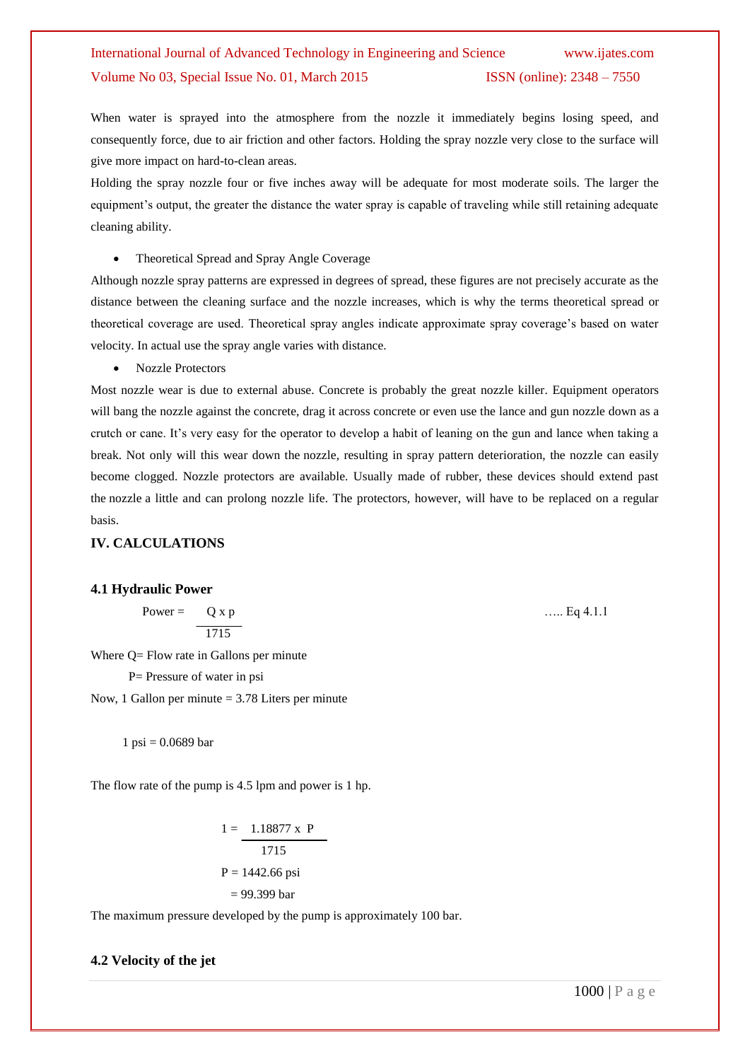When water is sprayed into the atmosphere from the nozzle it immediately begins losing speed, and consequently force, due to air friction and other factors. Holding the spray nozzle very close to the surface will give more impact on hard-to-clean areas.

Holding the spray nozzle four or five inches away will be adequate for most moderate soils. The larger the equipment's output, the greater the distance the water spray is capable of traveling while still retaining adequate cleaning ability.

- Theoretical Spread and Spray Angle Coverage

Although nozzle spray patterns are expressed in degrees of spread, these figures are not precisely accurate as the distance between the cleaning surface and the nozzle increases, which is why the terms theoretical spread or theoretical coverage are used. Theoretical spray angles indicate approximate spray coverage's based on water velocity. In actual use the spray angle varies with distance.

- Nozzle Protectors

Most nozzle wear is due to external abuse. Concrete is probably the great nozzle killer. Equipment operators will bang the nozzle against the concrete, drag it across concrete or even use the lance and gun nozzle down as a crutch or cane. It's very easy for the operator to develop a habit of leaning on the gun and lance when taking a break. Not only will this wear down the nozzle, resulting in spray pattern deterioration, the nozzle can easily become clogged. Nozzle protectors are available. Usually made of rubber, these devices should extend past the nozzle a little and can prolong nozzle life. The protectors, however, will have to be replaced on a regular basis.

## IV. CALCULATIONS

### 4.1 Hydraulic Power

$$\text{Power} = \frac{Q \times p}{1715} \qquad \text{….. Eq 4.1.1}$$

Where Q= Flow rate in Gallons per minute

P= Pressure of water in psi

Now, 1 Gallon per minute = 3.78 Liters per minute

1 psi = 0.0689 bar

The flow rate of the pump is 4.5 lpm and power is 1 hp.

$$1 = \frac{1.18877 \times P}{1715}$$

$$P = 1442.66 \text{ psi}$$

$$= 99.399 \text{ bar}$$

The maximum pressure developed by the pump is approximately 100 bar.

### 4.2 Velocity of the jet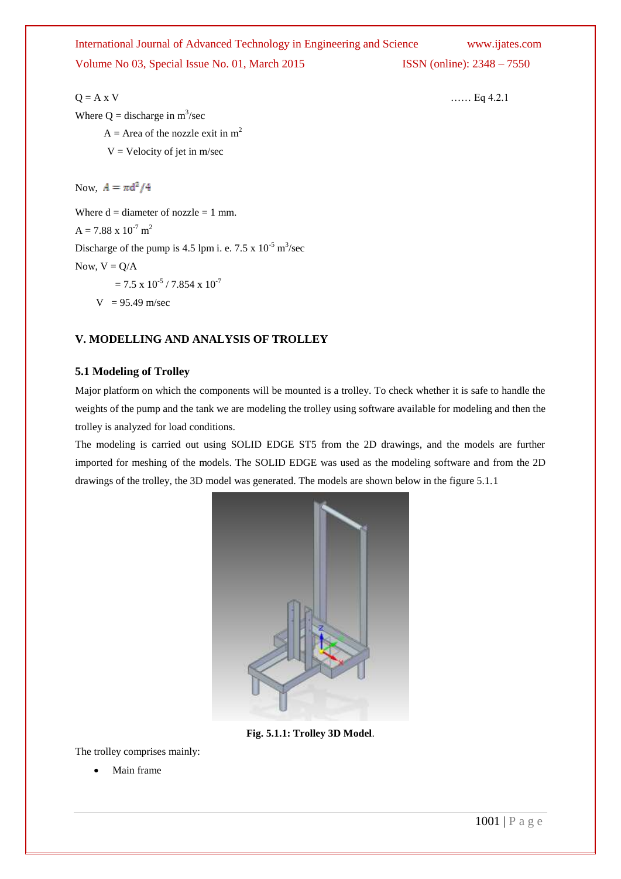$Q = A \times V$ …… Eq 4.2.1

Where $Q$ = discharge in $m^3/sec$

$A$ = Area of the nozzle exit in $m^2$

$V$ = Velocity of jet in m/sec

Now, $A = \pi d^2/4$

Where d = diameter of nozzle = 1 mm.

$A = 7.88 \times 10^{-7}\ m^2$

Discharge of the pump is 4.5 lpm i. e. $7.5 \times 10^{-5}\ m^3/sec$

Now, $V = Q/A$

$= 7.5 \times 10^{-5} / 7.854 \times 10^{-7}$

$V = 95.49$ m/sec

## V. MODELLING AND ANALYSIS OF TROLLEY

### 5.1 Modeling of Trolley

Major platform on which the components will be mounted is a trolley. To check whether it is safe to handle the weights of the pump and the tank we are modeling the trolley using software available for modeling and then the trolley is analyzed for load conditions.

The modeling is carried out using SOLID EDGE ST5 from the 2D drawings, and the models are further imported for meshing of the models. The SOLID EDGE was used as the modeling software and from the 2D drawings of the trolley, the 3D model was generated. The models are shown below in the figure 5.1.1

**Fig. 5.1.1: Trolley 3D Model**.

The trolley comprises mainly:

- Main frame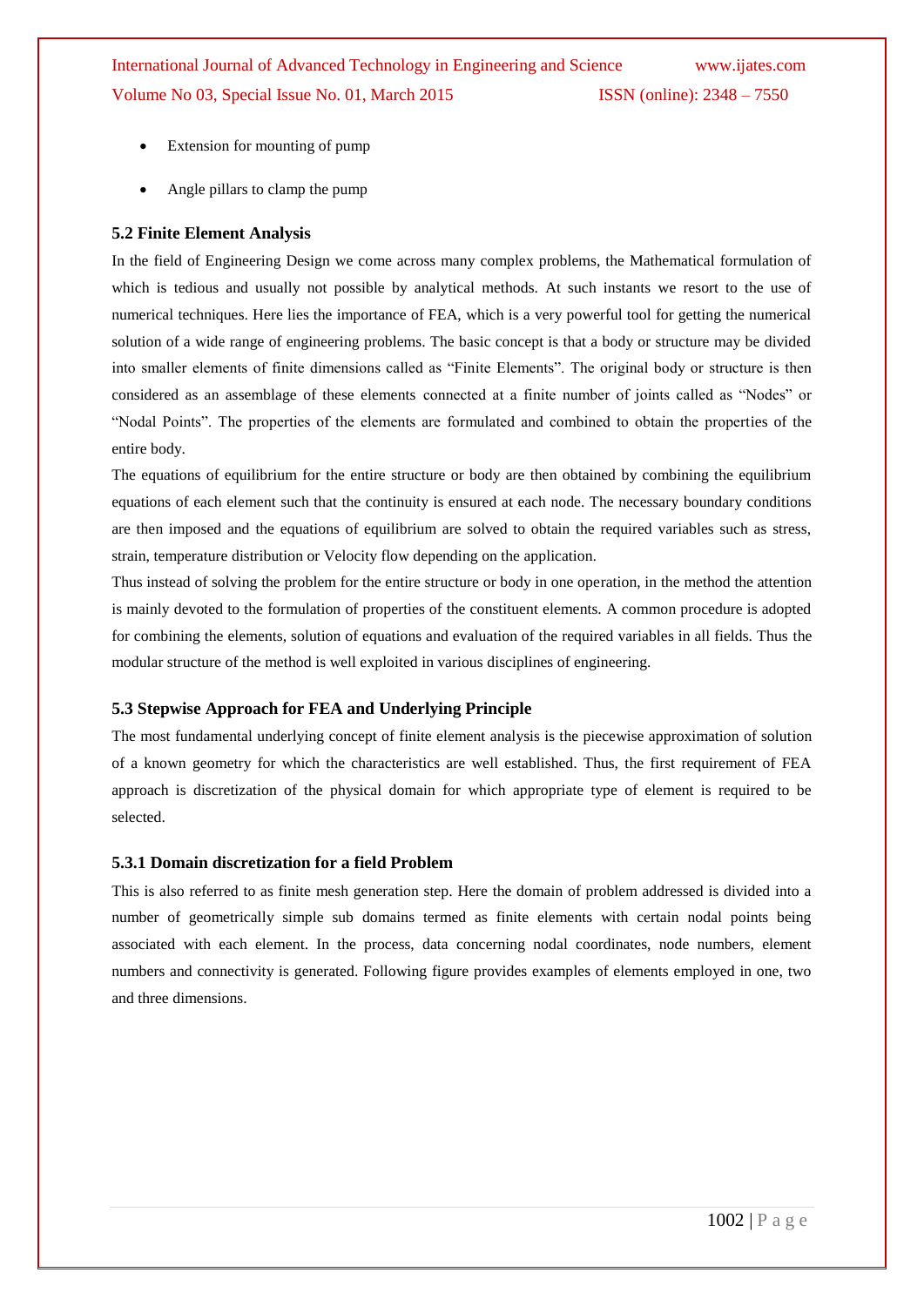- Extension for mounting of pump
- Angle pillars to clamp the pump

### 5.2 Finite Element Analysis

In the field of Engineering Design we come across many complex problems, the Mathematical formulation of which is tedious and usually not possible by analytical methods. At such instants we resort to the use of numerical techniques. Here lies the importance of FEA, which is a very powerful tool for getting the numerical solution of a wide range of engineering problems. The basic concept is that a body or structure may be divided into smaller elements of finite dimensions called as "Finite Elements". The original body or structure is then considered as an assemblage of these elements connected at a finite number of joints called as "Nodes" or "Nodal Points". The properties of the elements are formulated and combined to obtain the properties of the entire body.

The equations of equilibrium for the entire structure or body are then obtained by combining the equilibrium equations of each element such that the continuity is ensured at each node. The necessary boundary conditions are then imposed and the equations of equilibrium are solved to obtain the required variables such as stress, strain, temperature distribution or Velocity flow depending on the application.

Thus instead of solving the problem for the entire structure or body in one operation, in the method the attention is mainly devoted to the formulation of properties of the constituent elements. A common procedure is adopted for combining the elements, solution of equations and evaluation of the required variables in all fields. Thus the modular structure of the method is well exploited in various disciplines of engineering.

### 5.3 Stepwise Approach for FEA and Underlying Principle

The most fundamental underlying concept of finite element analysis is the piecewise approximation of solution of a known geometry for which the characteristics are well established. Thus, the first requirement of FEA approach is discretization of the physical domain for which appropriate type of element is required to be selected.

#### 5.3.1 Domain discretization for a field Problem

This is also referred to as finite mesh generation step. Here the domain of problem addressed is divided into a number of geometrically simple sub domains termed as finite elements with certain nodal points being associated with each element. In the process, data concerning nodal coordinates, node numbers, element numbers and connectivity is generated. Following figure provides examples of elements employed in one, two and three dimensions.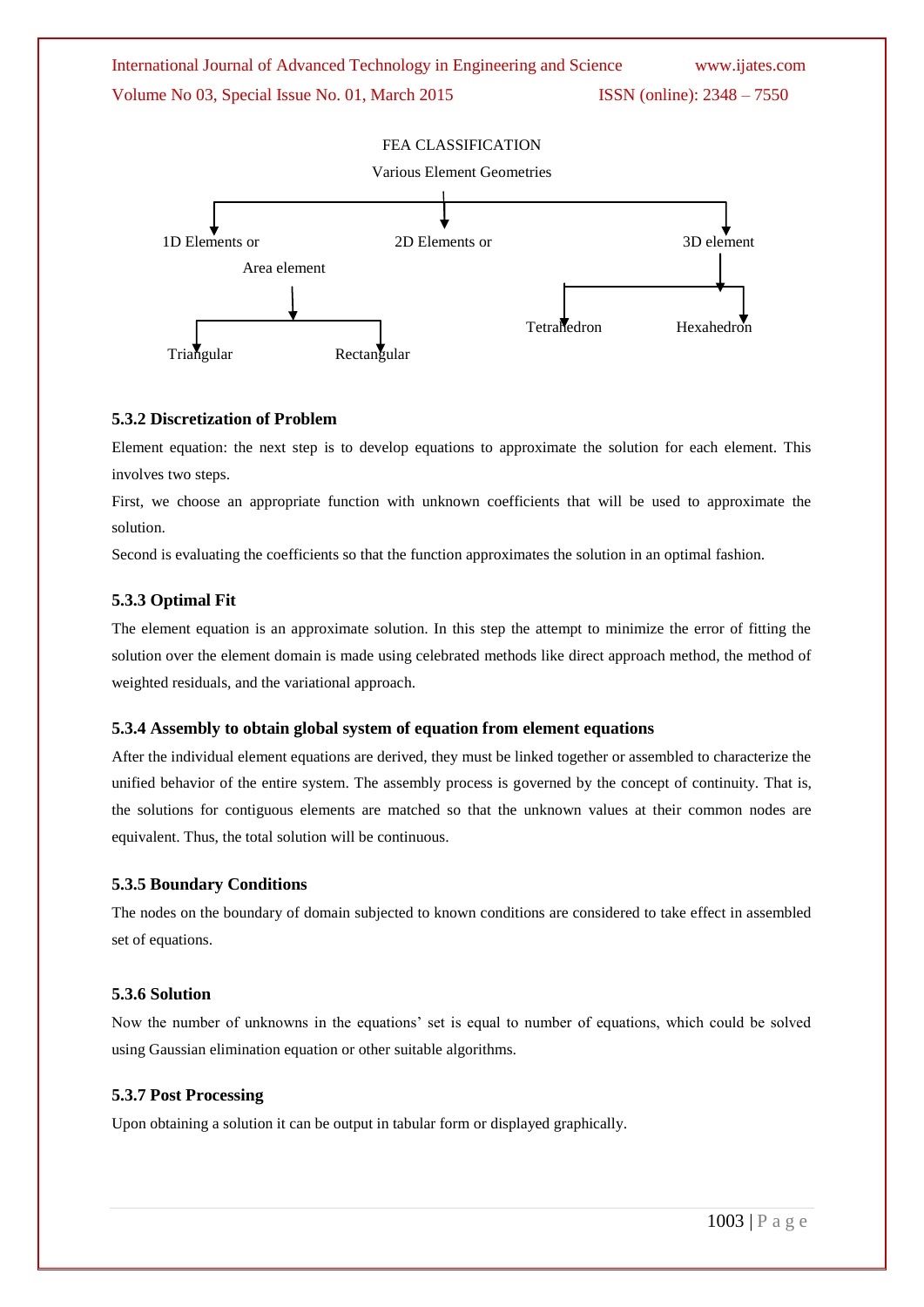FEA CLASSIFICATION

Various Element Geometries

1D Elements or

2D Elements or

3D element

Area element

Triangular

Rectangular

Tetrahedron

Hexahedron

### 5.3.2 Discretization of Problem

Element equation: the next step is to develop equations to approximate the solution for each element. This involves two steps.

First, we choose an appropriate function with unknown coefficients that will be used to approximate the solution.

Second is evaluating the coefficients so that the function approximates the solution in an optimal fashion.

### 5.3.3 Optimal Fit

The element equation is an approximate solution. In this step the attempt to minimize the error of fitting the solution over the element domain is made using celebrated methods like direct approach method, the method of weighted residuals, and the variational approach.

### 5.3.4 Assembly to obtain global system of equation from element equations

After the individual element equations are derived, they must be linked together or assembled to characterize the unified behavior of the entire system. The assembly process is governed by the concept of continuity. That is, the solutions for contiguous elements are matched so that the unknown values at their common nodes are equivalent. Thus, the total solution will be continuous.

### 5.3.5 Boundary Conditions

The nodes on the boundary of domain subjected to known conditions are considered to take effect in assembled set of equations.

### 5.3.6 Solution

Now the number of unknowns in the equations' set is equal to number of equations, which could be solved using Gaussian elimination equation or other suitable algorithms.

### 5.3.7 Post Processing

Upon obtaining a solution it can be output in tabular form or displayed graphically.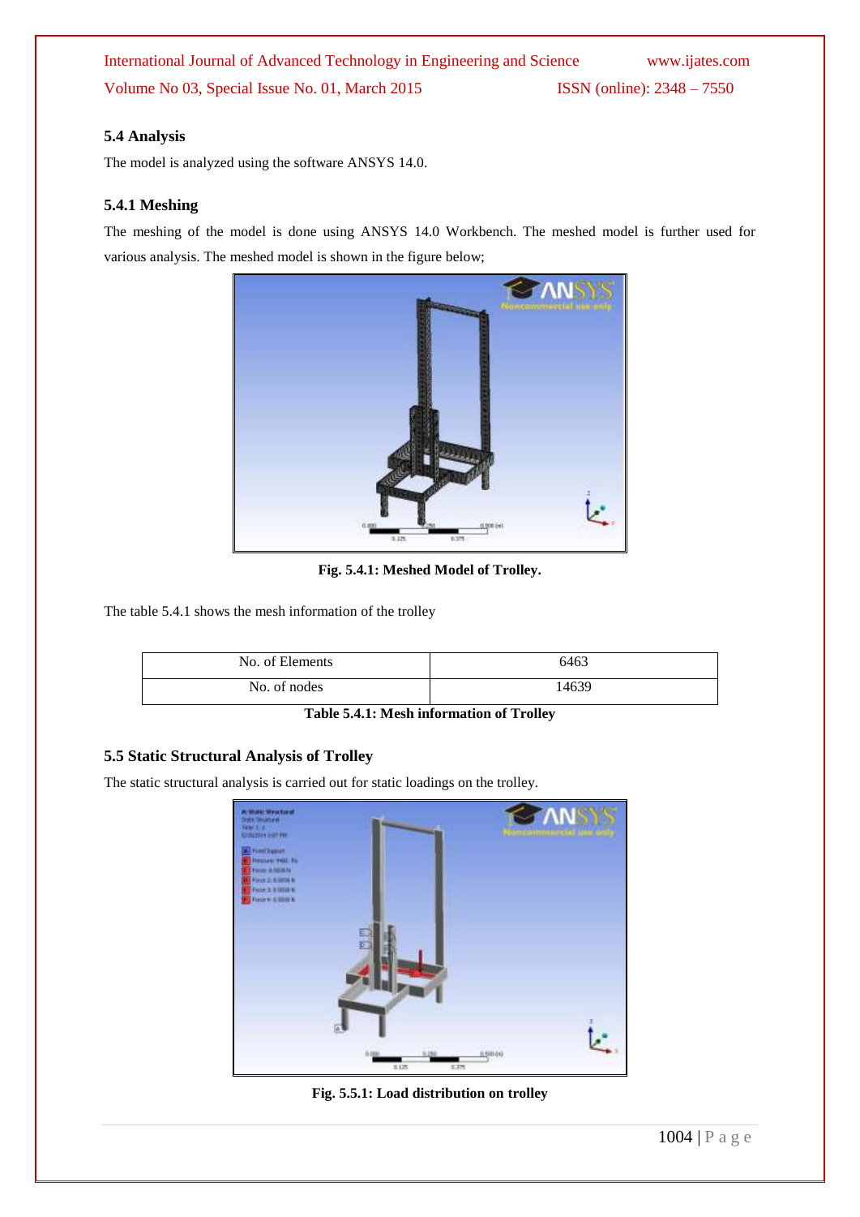### 5.4 Analysis

The model is analyzed using the software ANSYS 14.0.

#### 5.4.1 Meshing

The meshing of the model is done using ANSYS 14.0 Workbench. The meshed model is further used for various analysis. The meshed model is shown in the figure below;

**Fig. 5.4.1: Meshed Model of Trolley.**

The table 5.4.1 shows the mesh information of the trolley

| No. of Elements | 6463 |
|---|---|
| No. of nodes | 14639 |

**Table 5.4.1: Mesh information of Trolley**

### 5.5 Static Structural Analysis of Trolley

The static structural analysis is carried out for static loadings on the trolley.

**Fig. 5.5.1: Load distribution on trolley**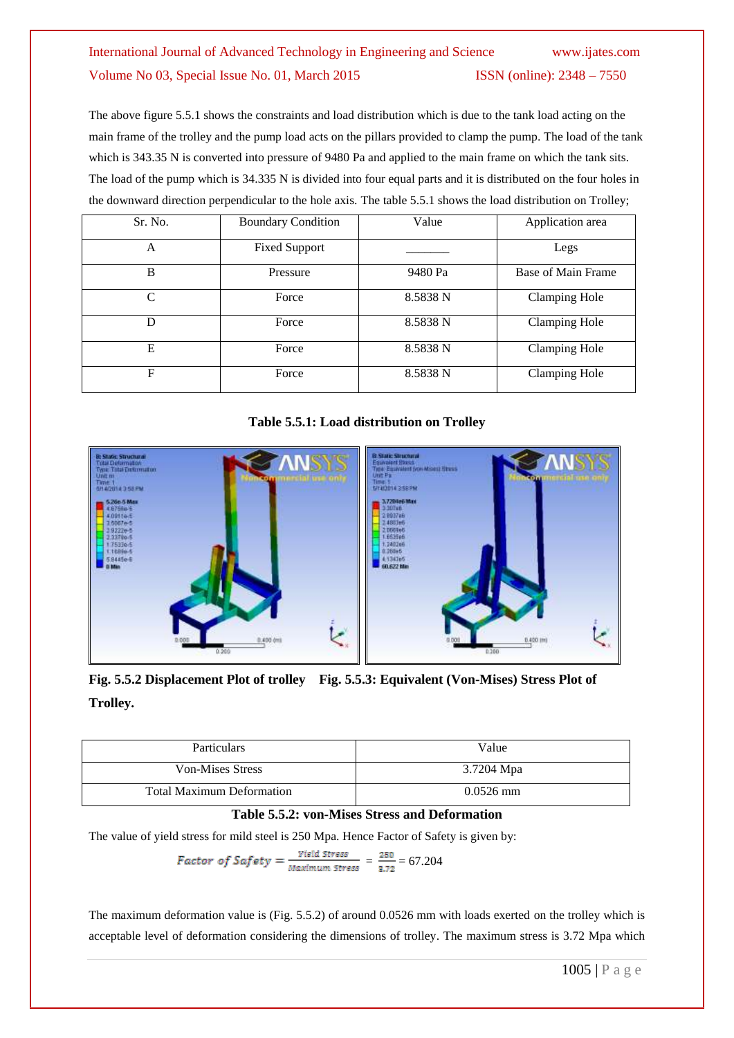The above figure 5.5.1 shows the constraints and load distribution which is due to the tank load acting on the main frame of the trolley and the pump load acts on the pillars provided to clamp the pump. The load of the tank which is 343.35 N is converted into pressure of 9480 Pa and applied to the main frame on which the tank sits. The load of the pump which is 34.335 N is divided into four equal parts and it is distributed on the four holes in the downward direction perpendicular to the hole axis. The table 5.5.1 shows the load distribution on Trolley;

| Sr. No. | Boundary Condition | Value | Application area |
|---|---|---|---|
| A | Fixed Support | _______ | Legs |
| B | Pressure | 9480 Pa | Base of Main Frame |
| C | Force | 8.5838 N | Clamping Hole |
| D | Force | 8.5838 N | Clamping Hole |
| E | Force | 8.5838 N | Clamping Hole |
| F | Force | 8.5838 N | Clamping Hole |

**Table 5.5.1: Load distribution on Trolley**

**Fig. 5.5.2 Displacement Plot of trolley    Fig. 5.5.3: Equivalent (Von-Mises) Stress Plot of Trolley.**

| Particulars | Value |
|---|---|
| Von-Mises Stress | 3.7204 Mpa |
| Total Maximum Deformation | 0.0526 mm |

**Table 5.5.2: von-Mises Stress and Deformation**

The value of yield stress for mild steel is 250 Mpa. Hence Factor of Safety is given by:

$$Factor\ of\ Safety = \frac{Yield\ Stress}{Maximum\ Stress} = \frac{250}{3.72} = 67.204$$

The maximum deformation value is (Fig. 5.5.2) of around 0.0526 mm with loads exerted on the trolley which is acceptable level of deformation considering the dimensions of trolley. The maximum stress is 3.72 Mpa which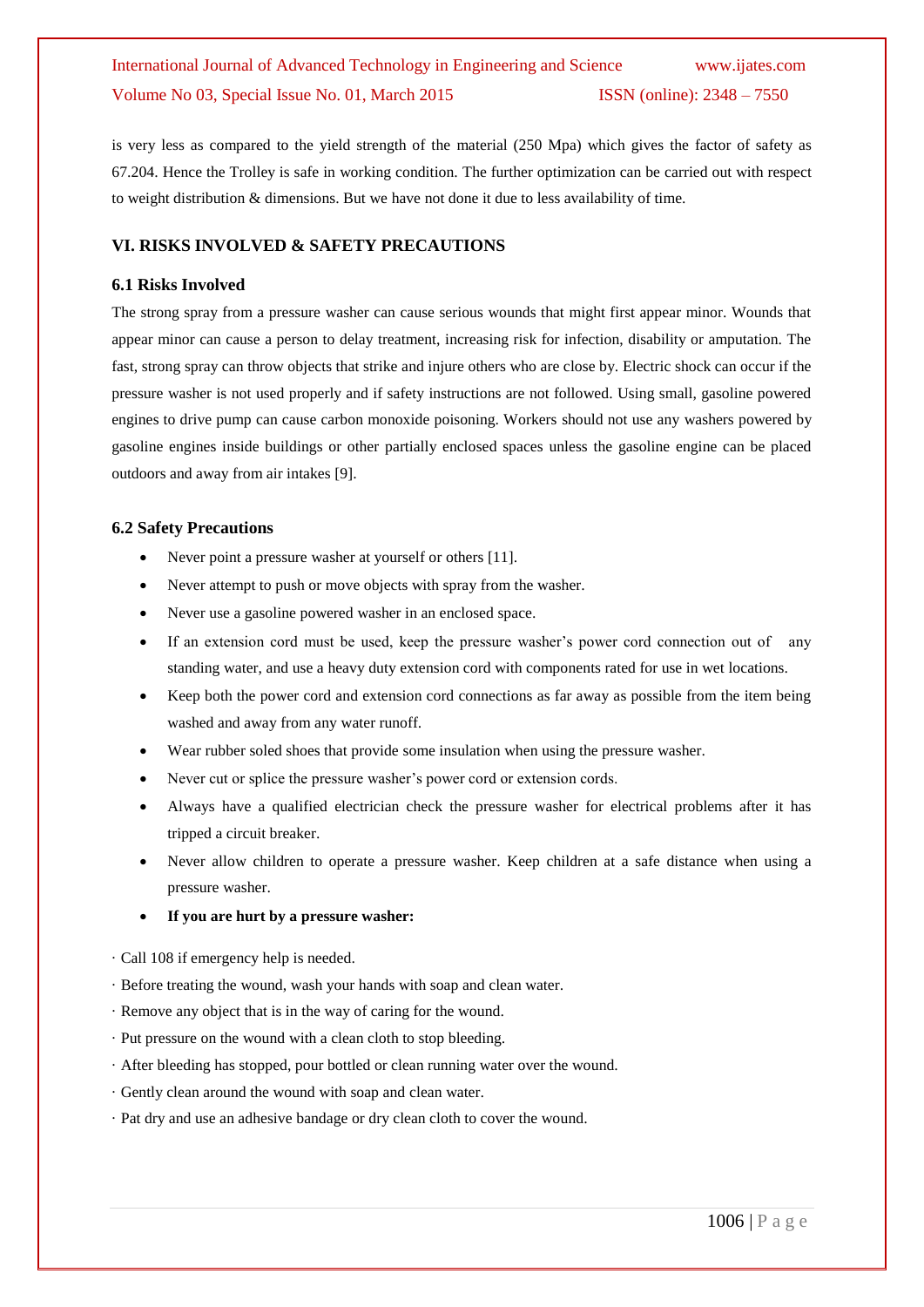is very less as compared to the yield strength of the material (250 Mpa) which gives the factor of safety as 67.204. Hence the Trolley is safe in working condition. The further optimization can be carried out with respect to weight distribution & dimensions. But we have not done it due to less availability of time.

## VI. RISKS INVOLVED & SAFETY PRECAUTIONS

### 6.1 Risks Involved

The strong spray from a pressure washer can cause serious wounds that might first appear minor. Wounds that appear minor can cause a person to delay treatment, increasing risk for infection, disability or amputation. The fast, strong spray can throw objects that strike and injure others who are close by. Electric shock can occur if the pressure washer is not used properly and if safety instructions are not followed. Using small, gasoline powered engines to drive pump can cause carbon monoxide poisoning. Workers should not use any washers powered by gasoline engines inside buildings or other partially enclosed spaces unless the gasoline engine can be placed outdoors and away from air intakes [9].

### 6.2 Safety Precautions

- Never point a pressure washer at yourself or others [11].
- Never attempt to push or move objects with spray from the washer.
- Never use a gasoline powered washer in an enclosed space.
- If an extension cord must be used, keep the pressure washer's power cord connection out of any standing water, and use a heavy duty extension cord with components rated for use in wet locations.
- Keep both the power cord and extension cord connections as far away as possible from the item being washed and away from any water runoff.
- Wear rubber soled shoes that provide some insulation when using the pressure washer.
- Never cut or splice the pressure washer's power cord or extension cords.
- Always have a qualified electrician check the pressure washer for electrical problems after it has tripped a circuit breaker.
- Never allow children to operate a pressure washer. Keep children at a safe distance when using a pressure washer.
- **If you are hurt by a pressure washer:**

· Call 108 if emergency help is needed.

· Before treating the wound, wash your hands with soap and clean water.

· Remove any object that is in the way of caring for the wound.

· Put pressure on the wound with a clean cloth to stop bleeding.

· After bleeding has stopped, pour bottled or clean running water over the wound.

· Gently clean around the wound with soap and clean water.

· Pat dry and use an adhesive bandage or dry clean cloth to cover the wound.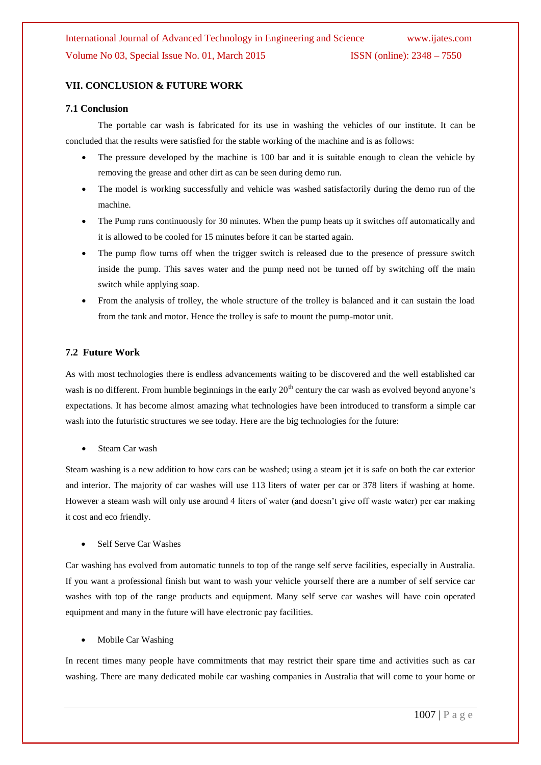## VII. CONCLUSION & FUTURE WORK

### 7.1 Conclusion

The portable car wash is fabricated for its use in washing the vehicles of our institute. It can be concluded that the results were satisfied for the stable working of the machine and is as follows:

- The pressure developed by the machine is 100 bar and it is suitable enough to clean the vehicle by removing the grease and other dirt as can be seen during demo run.
- The model is working successfully and vehicle was washed satisfactorily during the demo run of the machine.
- The Pump runs continuously for 30 minutes. When the pump heats up it switches off automatically and it is allowed to be cooled for 15 minutes before it can be started again.
- The pump flow turns off when the trigger switch is released due to the presence of pressure switch inside the pump. This saves water and the pump need not be turned off by switching off the main switch while applying soap.
- From the analysis of trolley, the whole structure of the trolley is balanced and it can sustain the load from the tank and motor. Hence the trolley is safe to mount the pump-motor unit.

### 7.2 Future Work

As with most technologies there is endless advancements waiting to be discovered and the well established car wash is no different. From humble beginnings in the early 20th century the car wash as evolved beyond anyone's expectations. It has become almost amazing what technologies have been introduced to transform a simple car wash into the futuristic structures we see today. Here are the big technologies for the future:

- Steam Car wash

Steam washing is a new addition to how cars can be washed; using a steam jet it is safe on both the car exterior and interior. The majority of car washes will use 113 liters of water per car or 378 liters if washing at home. However a steam wash will only use around 4 liters of water (and doesn't give off waste water) per car making it cost and eco friendly.

- Self Serve Car Washes

Car washing has evolved from automatic tunnels to top of the range self serve facilities, especially in Australia. If you want a professional finish but want to wash your vehicle yourself there are a number of self service car washes with top of the range products and equipment. Many self serve car washes will have coin operated equipment and many in the future will have electronic pay facilities.

- Mobile Car Washing

In recent times many people have commitments that may restrict their spare time and activities such as car washing. There are many dedicated mobile car washing companies in Australia that will come to your home or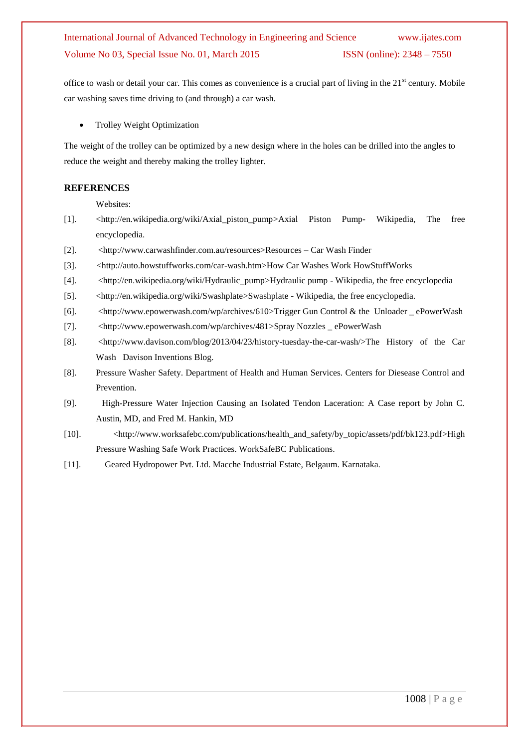office to wash or detail your car. This comes as convenience is a crucial part of living in the 21st century. Mobile car washing saves time driving to (and through) a car wash.

- Trolley Weight Optimization

The weight of the trolley can be optimized by a new design where in the holes can be drilled into the angles to reduce the weight and thereby making the trolley lighter.

## REFERENCES

Websites:

[1]. <http://en.wikipedia.org/wiki/Axial_piston_pump>Axial Piston Pump- Wikipedia, The free encyclopedia.

[2]. <http://www.carwashfinder.com.au/resources>Resources – Car Wash Finder

[3]. <http://auto.howstuffworks.com/car-wash.htm>How Car Washes Work HowStuffWorks

[4]. <http://en.wikipedia.org/wiki/Hydraulic_pump>Hydraulic pump - Wikipedia, the free encyclopedia

[5]. <http://en.wikipedia.org/wiki/Swashplate>Swashplate - Wikipedia, the free encyclopedia.

[6]. <http://www.epowerwash.com/wp/archives/610>Trigger Gun Control & the Unloader _ ePowerWash

[7]. <http://www.epowerwash.com/wp/archives/481>Spray Nozzles _ ePowerWash

[8]. <http://www.davison.com/blog/2013/04/23/history-tuesday-the-car-wash/>The History of the Car Wash Davison Inventions Blog.

[8]. Pressure Washer Safety. Department of Health and Human Services. Centers for Diesease Control and Prevention.

[9]. High-Pressure Water Injection Causing an Isolated Tendon Laceration: A Case report by John C. Austin, MD, and Fred M. Hankin, MD

[10]. <http://www.worksafebc.com/publications/health_and_safety/by_topic/assets/pdf/bk123.pdf>High Pressure Washing Safe Work Practices. WorkSafeBC Publications.

[11]. Geared Hydropower Pvt. Ltd. Macche Industrial Estate, Belgaum. Karnataka.